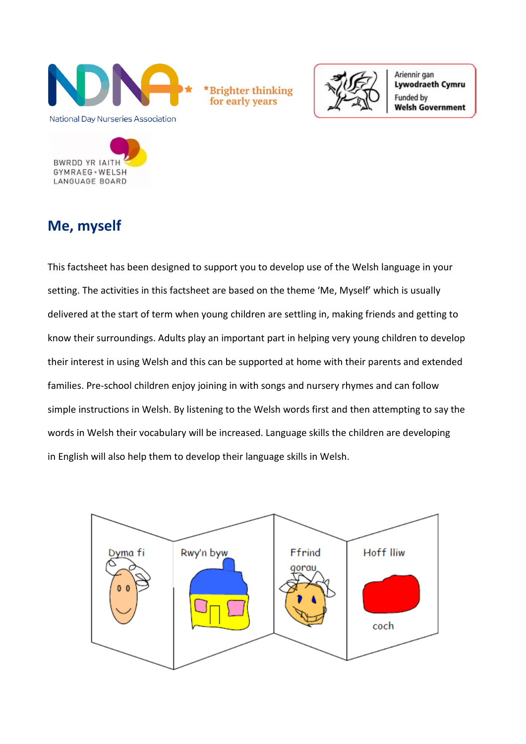National Day Nurseries Association

*Brighter thinking for early years

Ariennir gan Lywodraeth Cymru
Funded by Welsh Government

BWRDD YR IAITH GYMRAEG • WELSH LANGUAGE BOARD

# Me, myself

This factsheet has been designed to support you to develop use of the Welsh language in your setting. The activities in this factsheet are based on the theme 'Me, Myself' which is usually delivered at the start of term when young children are settling in, making friends and getting to know their surroundings. Adults play an important part in helping very young children to develop their interest in using Welsh and this can be supported at home with their parents and extended families. Pre-school children enjoy joining in with songs and nursery rhymes and can follow simple instructions in Welsh. By listening to the Welsh words first and then attempting to say the words in Welsh their vocabulary will be increased. Language skills the children are developing in English will also help them to develop their language skills in Welsh.

Dyma fi

Rwy'n byw

Ffrind gorau

Hoff lliw

coch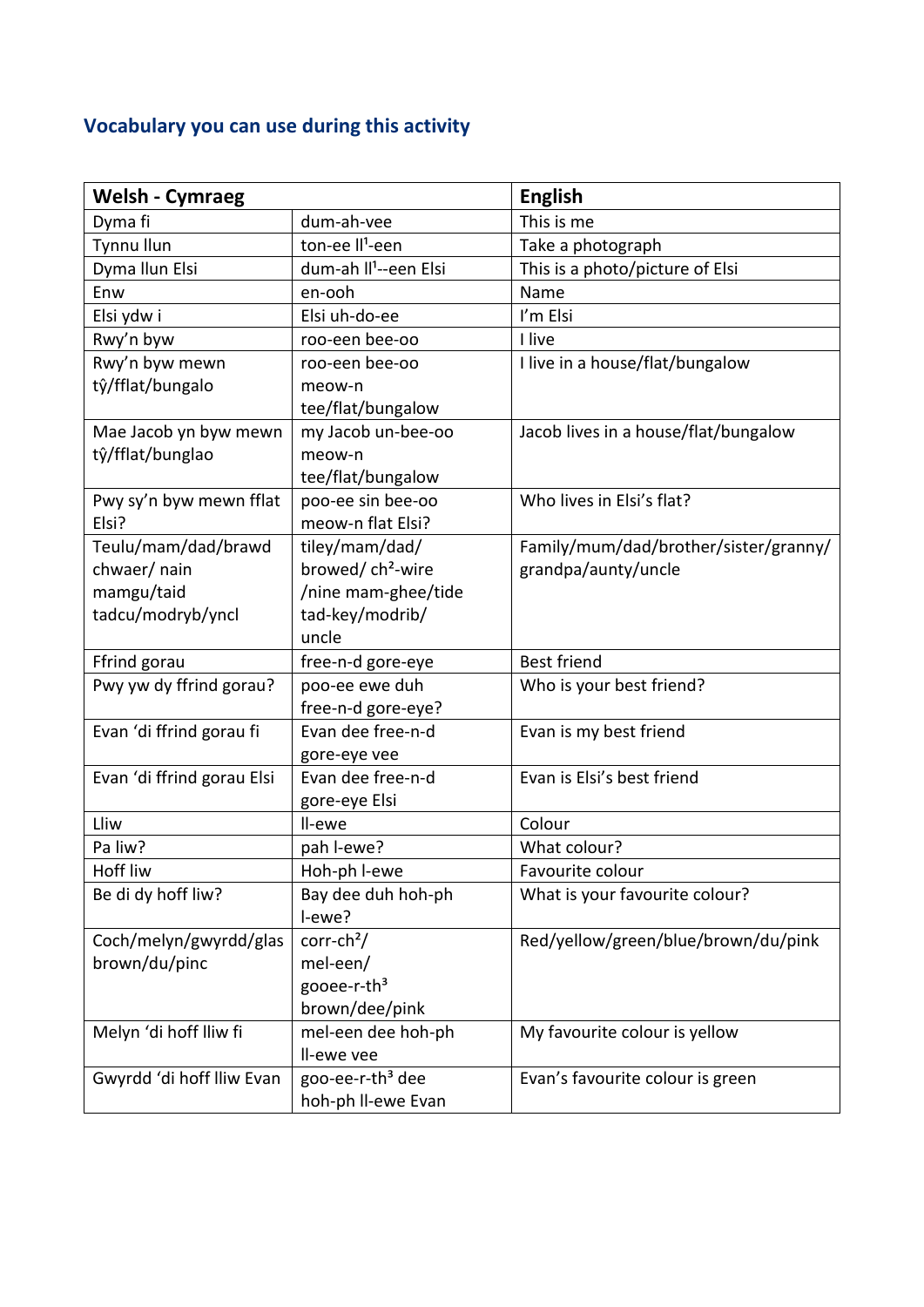## Vocabulary you can use during this activity

| Welsh - Cymraeg | | English |
|---|---|---|
| Dyma fi | dum-ah-vee | This is me |
| Tynnu llun | ton-ee ll¹-een | Take a photograph |
| Dyma llun Elsi | dum-ah ll¹--een Elsi | This is a photo/picture of Elsi |
| Enw | en-ooh | Name |
| Elsi ydw i | Elsi uh-do-ee | I'm Elsi |
| Rwy'n byw | roo-een bee-oo | I live |
| Rwy'n byw mewn tŷ/fflat/bungalo | roo-een bee-oo meow-n tee/flat/bungalow | I live in a house/flat/bungalow |
| Mae Jacob yn byw mewn tŷ/fflat/bunglao | my Jacob un-bee-oo meow-n tee/flat/bungalow | Jacob lives in a house/flat/bungalow |
| Pwy sy'n byw mewn fflat Elsi? | poo-ee sin bee-oo meow-n flat Elsi? | Who lives in Elsi's flat? |
| Teulu/mam/dad/brawd chwaer/ nain mamgu/taid tadcu/modryb/yncl | tiley/mam/dad/ browed/ ch²-wire /nine mam-ghee/tide tad-key/modrib/ uncle | Family/mum/dad/brother/sister/granny/ grandpa/aunty/uncle |
| Ffrind gorau | free-n-d gore-eye | Best friend |
| Pwy yw dy ffrind gorau? | poo-ee ewe duh free-n-d gore-eye? | Who is your best friend? |
| Evan 'di ffrind gorau fi | Evan dee free-n-d gore-eye vee | Evan is my best friend |
| Evan 'di ffrind gorau Elsi | Evan dee free-n-d gore-eye Elsi | Evan is Elsi's best friend |
| Lliw | ll-ewe | Colour |
| Pa liw? | pah l-ewe? | What colour? |
| Hoff liw | Hoh-ph l-ewe | Favourite colour |
| Be di dy hoff liw? | Bay dee duh hoh-ph l-ewe? | What is your favourite colour? |
| Coch/melyn/gwyrdd/glas brown/du/pinc | corr-ch²/ mel-een/ gooee-r-th³ brown/dee/pink | Red/yellow/green/blue/brown/du/pink |
| Melyn 'di hoff lliw fi | mel-een dee hoh-ph ll-ewe vee | My favourite colour is yellow |
| Gwyrdd 'di hoff lliw Evan | goo-ee-r-th³ dee hoh-ph ll-ewe Evan | Evan's favourite colour is green |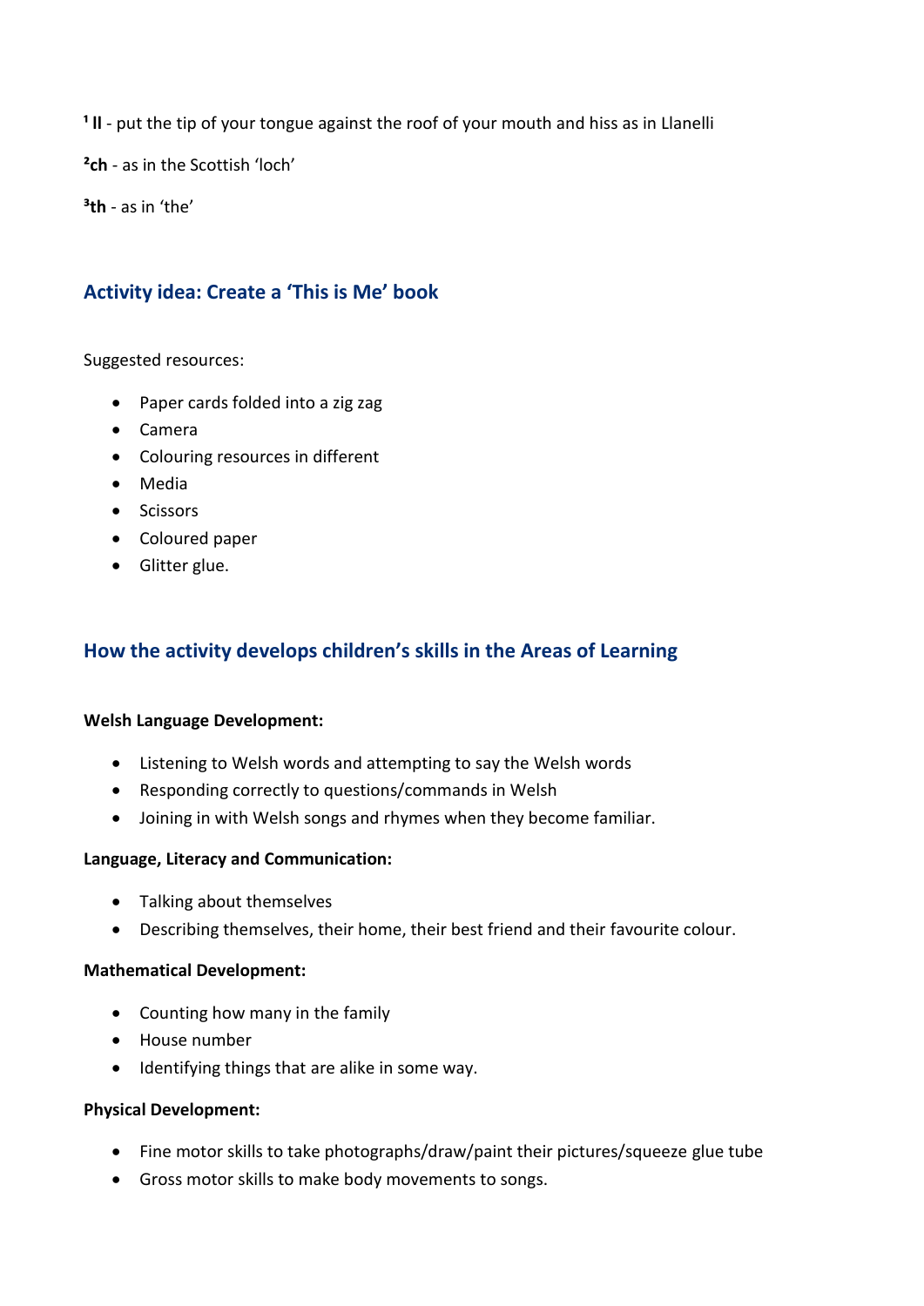[1] **ll** - put the tip of your tongue against the roof of your mouth and hiss as in Llanelli

[2] **ch** - as in the Scottish 'loch'

[3] **th** - as in 'the'

## Activity idea: Create a 'This is Me' book

Suggested resources:

- Paper cards folded into a zig zag
- Camera
- Colouring resources in different
- Media
- Scissors
- Coloured paper
- Glitter glue.

## How the activity develops children's skills in the Areas of Learning

**Welsh Language Development:**

- Listening to Welsh words and attempting to say the Welsh words
- Responding correctly to questions/commands in Welsh
- Joining in with Welsh songs and rhymes when they become familiar.

**Language, Literacy and Communication:**

- Talking about themselves
- Describing themselves, their home, their best friend and their favourite colour.

**Mathematical Development:**

- Counting how many in the family
- House number
- Identifying things that are alike in some way.

**Physical Development:**

- Fine motor skills to take photographs/draw/paint their pictures/squeeze glue tube
- Gross motor skills to make body movements to songs.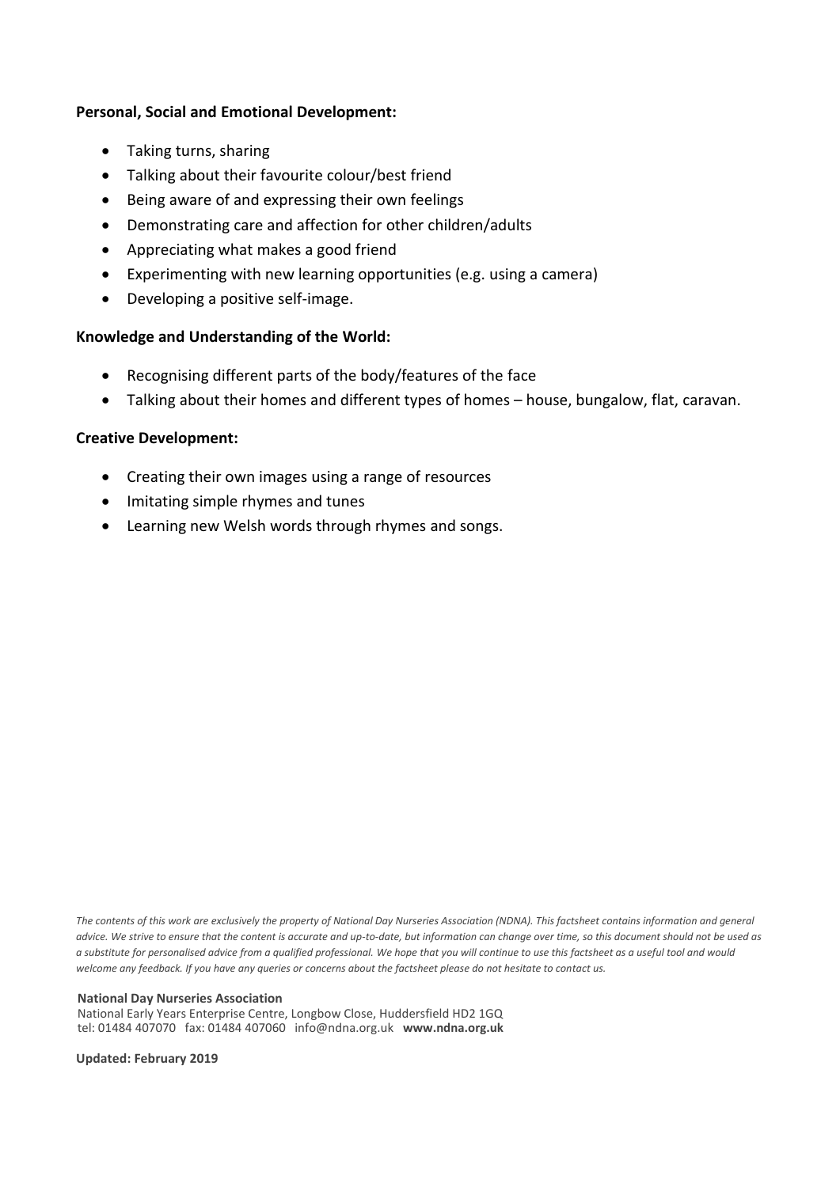**Personal, Social and Emotional Development:**

- Taking turns, sharing
- Talking about their favourite colour/best friend
- Being aware of and expressing their own feelings
- Demonstrating care and affection for other children/adults
- Appreciating what makes a good friend
- Experimenting with new learning opportunities (e.g. using a camera)
- Developing a positive self-image.

**Knowledge and Understanding of the World:**

- Recognising different parts of the body/features of the face
- Talking about their homes and different types of homes – house, bungalow, flat, caravan.

**Creative Development:**

- Creating their own images using a range of resources
- Imitating simple rhymes and tunes
- Learning new Welsh words through rhymes and songs.

*The contents of this work are exclusively the property of National Day Nurseries Association (NDNA). This factsheet contains information and general advice. We strive to ensure that the content is accurate and up-to-date, but information can change over time, so this document should not be used as a substitute for personalised advice from a qualified professional. We hope that you will continue to use this factsheet as a useful tool and would welcome any feedback. If you have any queries or concerns about the factsheet please do not hesitate to contact us.*

**National Day Nurseries Association**
National Early Years Enterprise Centre, Longbow Close, Huddersfield HD2 1GQ
tel: 01484 407070 fax: 01484 407060 info@ndna.org.uk **www.ndna.org.uk**

**Updated: February 2019**